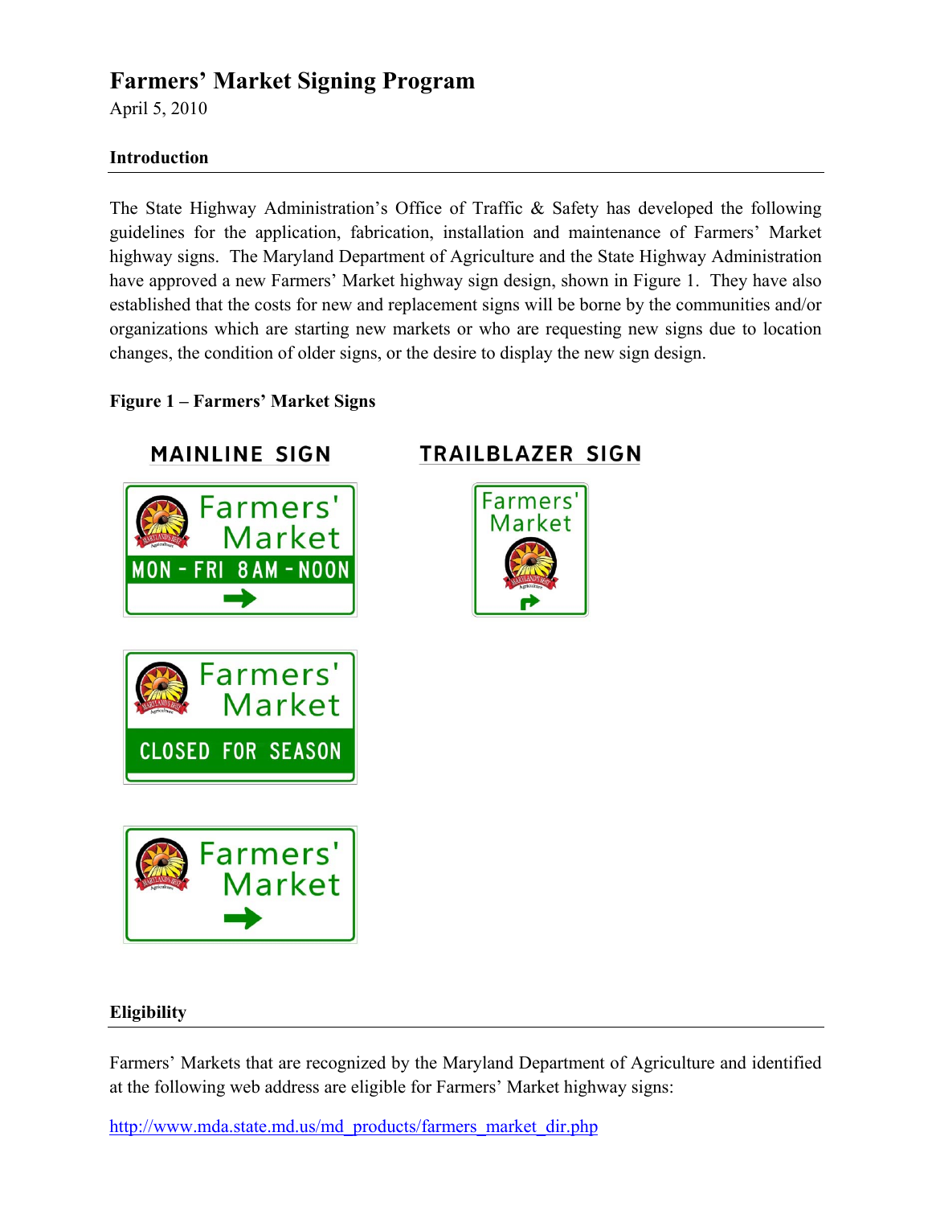# Farmers' Market Signing Program

April 5, 2010

## Introduction

The State Highway Administration's Office of Traffic & Safety has developed the following guidelines for the application, fabrication, installation and maintenance of Farmers' Market highway signs. The Maryland Department of Agriculture and the State Highway Administration have approved a new Farmers' Market highway sign design, shown in Figure 1. They have also established that the costs for new and replacement signs will be borne by the communities and/or organizations which are starting new markets or who are requesting new signs due to location changes, the condition of older signs, or the desire to display the new sign design.

**Figure 1 – Farmers' Market Signs**

MAINLINE SIGN

Farmers' Market
MON - FRI 8 AM - NOON

Farmers' Market
CLOSED FOR SEASON

Farmers' Market

TRAILBLAZER SIGN

Farmers' Market

## Eligibility

Farmers' Markets that are recognized by the Maryland Department of Agriculture and identified at the following web address are eligible for Farmers' Market highway signs:

http://www.mda.state.md.us/md_products/farmers_market_dir.php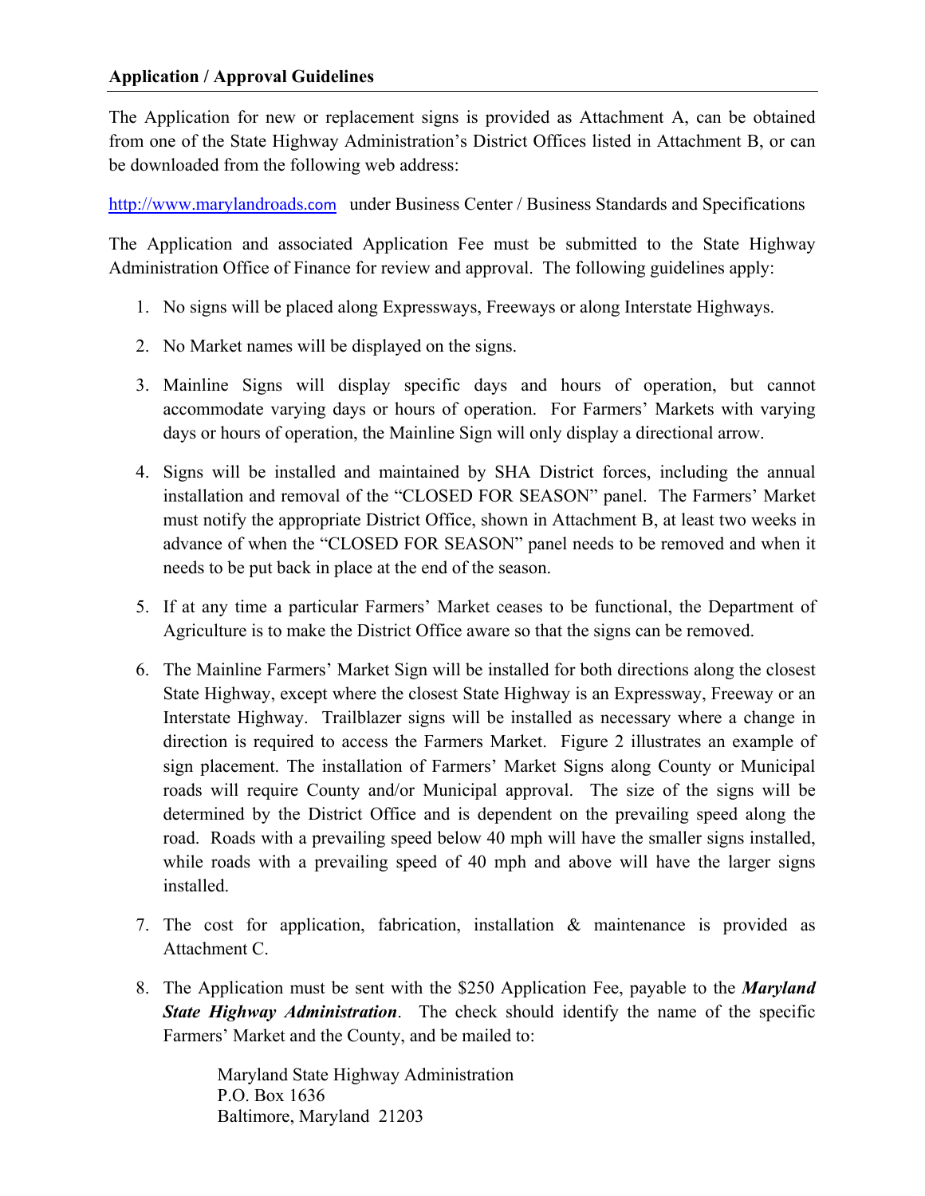## Application / Approval Guidelines

The Application for new or replacement signs is provided as Attachment A, can be obtained from one of the State Highway Administration's District Offices listed in Attachment B, or can be downloaded from the following web address:

http://www.marylandroads.com under Business Center / Business Standards and Specifications

The Application and associated Application Fee must be submitted to the State Highway Administration Office of Finance for review and approval. The following guidelines apply:

1. No signs will be placed along Expressways, Freeways or along Interstate Highways.

2. No Market names will be displayed on the signs.

3. Mainline Signs will display specific days and hours of operation, but cannot accommodate varying days or hours of operation. For Farmers' Markets with varying days or hours of operation, the Mainline Sign will only display a directional arrow.

4. Signs will be installed and maintained by SHA District forces, including the annual installation and removal of the "CLOSED FOR SEASON" panel. The Farmers' Market must notify the appropriate District Office, shown in Attachment B, at least two weeks in advance of when the "CLOSED FOR SEASON" panel needs to be removed and when it needs to be put back in place at the end of the season.

5. If at any time a particular Farmers' Market ceases to be functional, the Department of Agriculture is to make the District Office aware so that the signs can be removed.

6. The Mainline Farmers' Market Sign will be installed for both directions along the closest State Highway, except where the closest State Highway is an Expressway, Freeway or an Interstate Highway. Trailblazer signs will be installed as necessary where a change in direction is required to access the Farmers Market. Figure 2 illustrates an example of sign placement. The installation of Farmers' Market Signs along County or Municipal roads will require County and/or Municipal approval. The size of the signs will be determined by the District Office and is dependent on the prevailing speed along the road. Roads with a prevailing speed below 40 mph will have the smaller signs installed, while roads with a prevailing speed of 40 mph and above will have the larger signs installed.

7. The cost for application, fabrication, installation & maintenance is provided as Attachment C.

8. The Application must be sent with the $250 Application Fee, payable to the ***Maryland State Highway Administration***. The check should identify the name of the specific Farmers' Market and the County, and be mailed to:

   Maryland State Highway Administration
   P.O. Box 1636
   Baltimore, Maryland 21203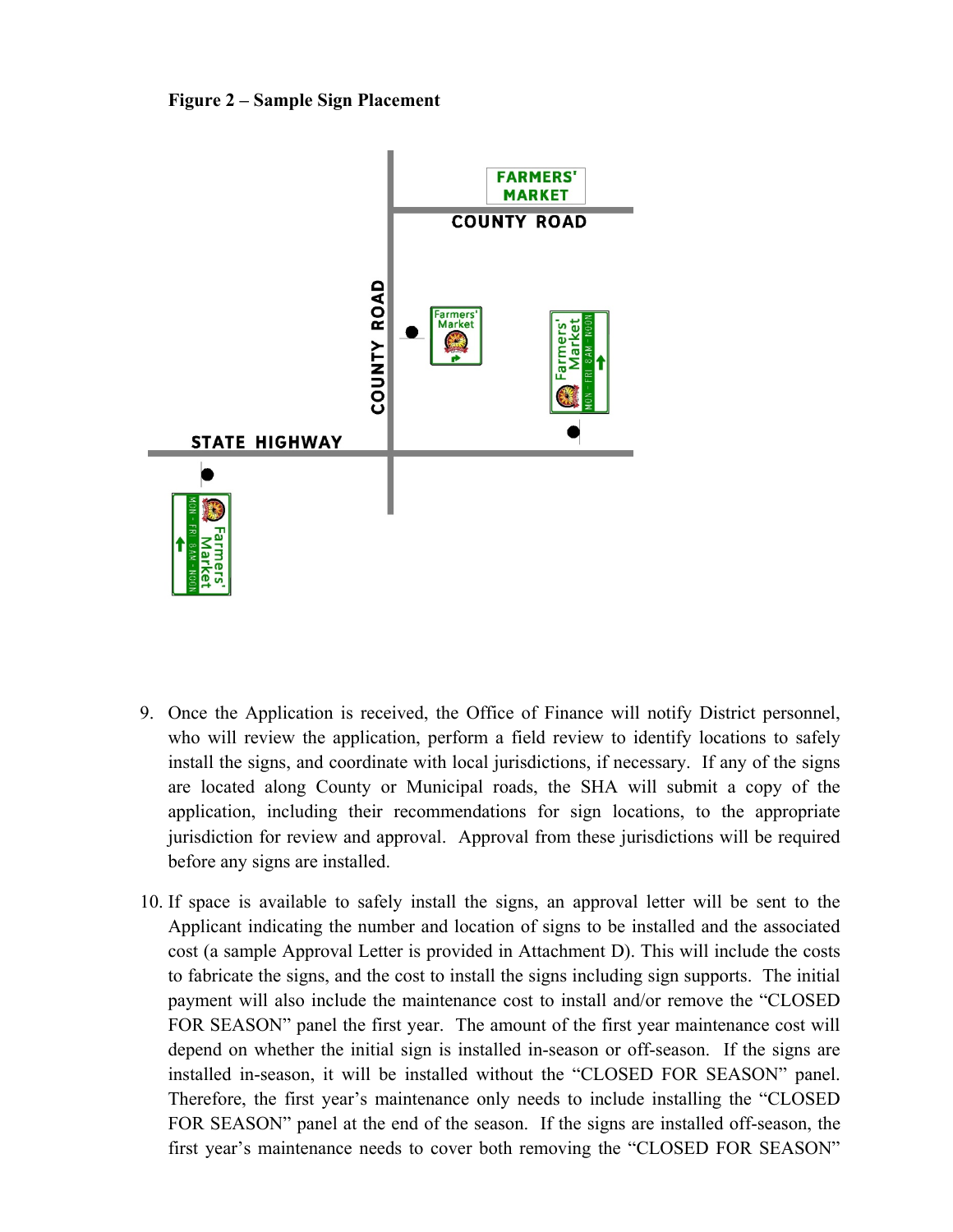**Figure 2 – Sample Sign Placement**

9. Once the Application is received, the Office of Finance will notify District personnel, who will review the application, perform a field review to identify locations to safely install the signs, and coordinate with local jurisdictions, if necessary. If any of the signs are located along County or Municipal roads, the SHA will submit a copy of the application, including their recommendations for sign locations, to the appropriate jurisdiction for review and approval. Approval from these jurisdictions will be required before any signs are installed.

10. If space is available to safely install the signs, an approval letter will be sent to the Applicant indicating the number and location of signs to be installed and the associated cost (a sample Approval Letter is provided in Attachment D). This will include the costs to fabricate the signs, and the cost to install the signs including sign supports. The initial payment will also include the maintenance cost to install and/or remove the "CLOSED FOR SEASON" panel the first year. The amount of the first year maintenance cost will depend on whether the initial sign is installed in-season or off-season. If the signs are installed in-season, it will be installed without the "CLOSED FOR SEASON" panel. Therefore, the first year's maintenance only needs to include installing the "CLOSED FOR SEASON" panel at the end of the season. If the signs are installed off-season, the first year's maintenance needs to cover both removing the "CLOSED FOR SEASON"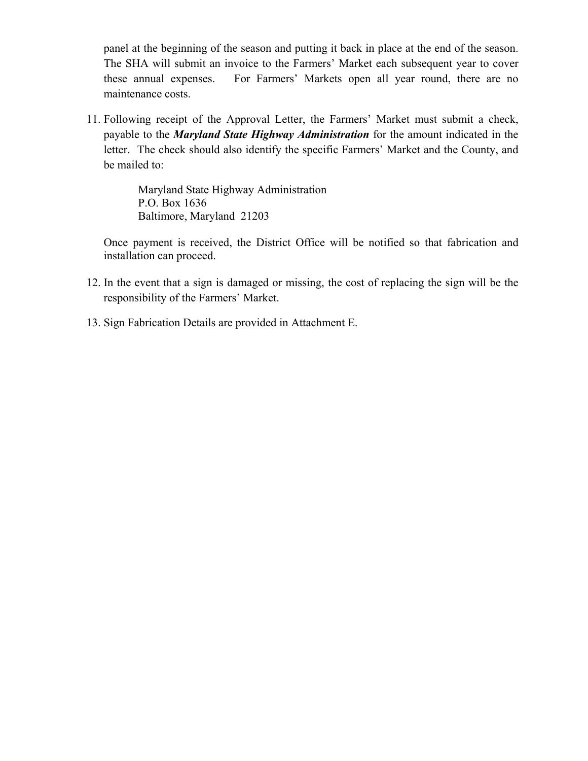panel at the beginning of the season and putting it back in place at the end of the season. The SHA will submit an invoice to the Farmers' Market each subsequent year to cover these annual expenses. For Farmers' Markets open all year round, there are no maintenance costs.

11. Following receipt of the Approval Letter, the Farmers' Market must submit a check, payable to the ***Maryland State Highway Administration*** for the amount indicated in the letter. The check should also identify the specific Farmers' Market and the County, and be mailed to:

    Maryland State Highway Administration
    P.O. Box 1636
    Baltimore, Maryland 21203

    Once payment is received, the District Office will be notified so that fabrication and installation can proceed.

12. In the event that a sign is damaged or missing, the cost of replacing the sign will be the responsibility of the Farmers' Market.

13. Sign Fabrication Details are provided in Attachment E.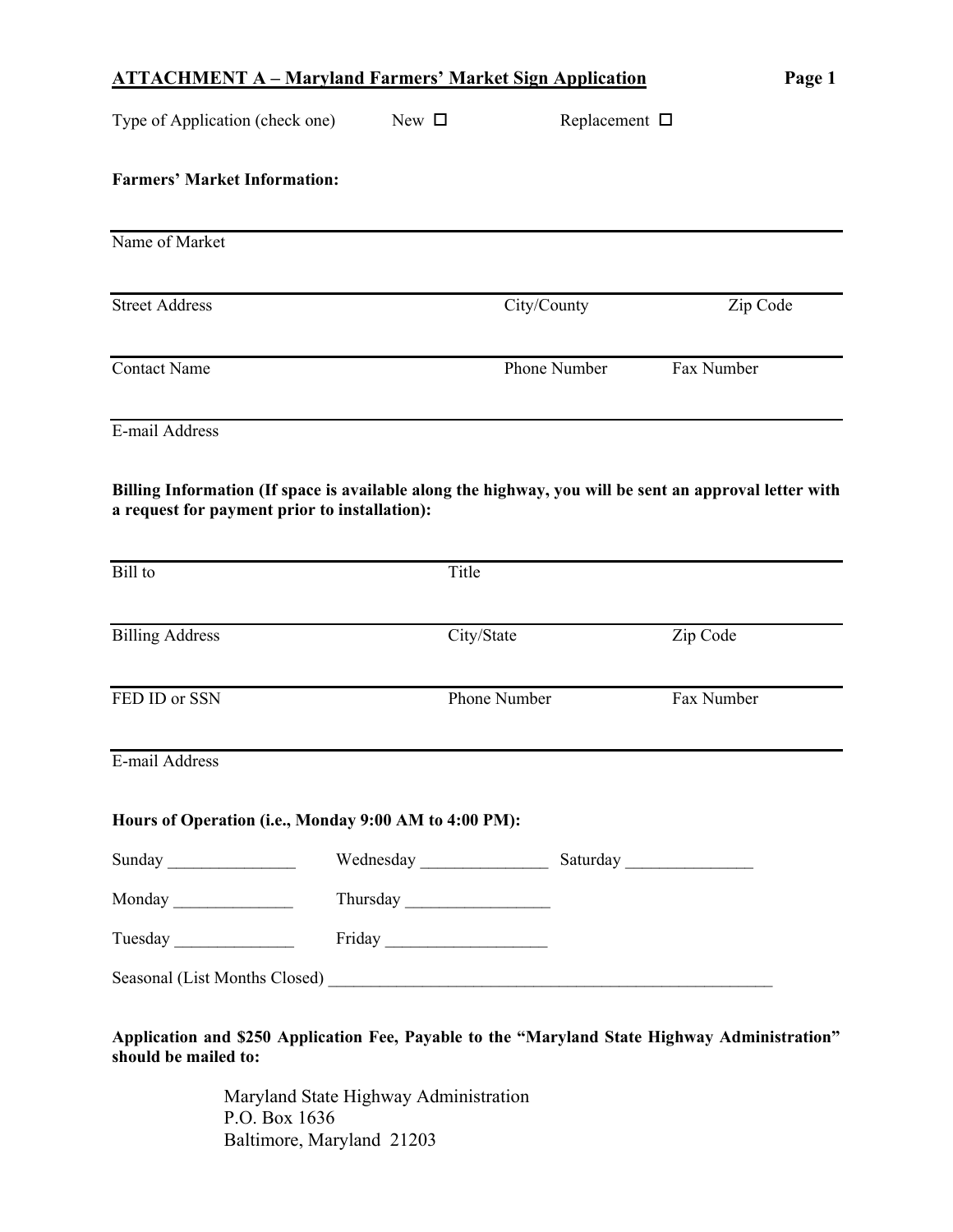## ATTACHMENT A – Maryland Farmers' Market Sign Application

Type of Application (check one) New ☐ Replacement ☐

**Farmers' Market Information:**

Name of Market

Street Address City/County Zip Code

Contact Name Phone Number Fax Number

E-mail Address

**Billing Information (If space is available along the highway, you will be sent an approval letter with a request for payment prior to installation):**

Bill to Title

Billing Address City/State Zip Code

FED ID or SSN Phone Number Fax Number

E-mail Address

**Hours of Operation (i.e., Monday 9:00 AM to 4:00 PM):**

Sunday _______________ Wednesday _______________ Saturday _______________

Monday ______________ Thursday _________________

Tuesday ______________ Friday ___________________

Seasonal (List Months Closed) ______________________________________________________

**Application and $250 Application Fee, Payable to the "Maryland State Highway Administration" should be mailed to:**

Maryland State Highway Administration
P.O. Box 1636
Baltimore, Maryland 21203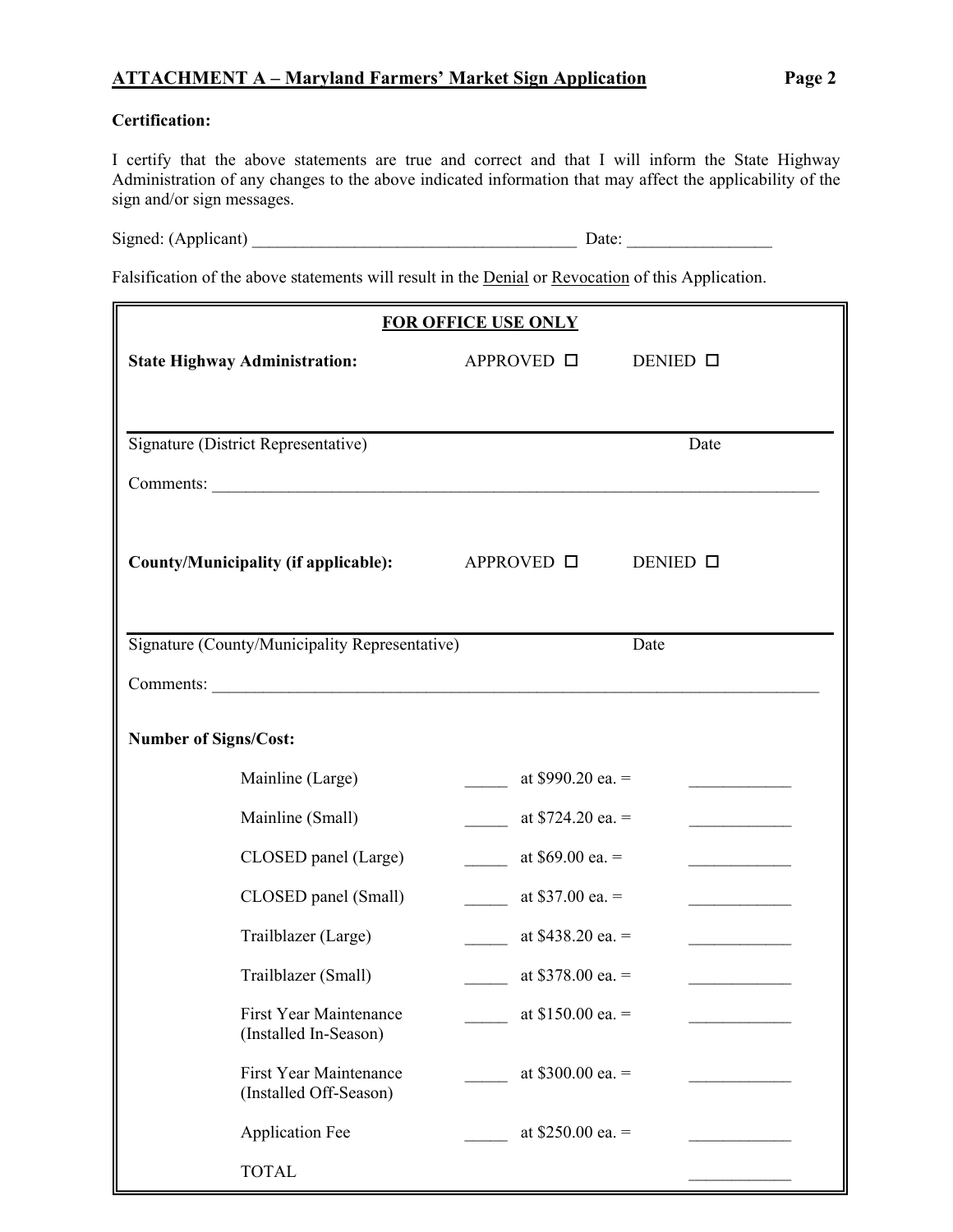## ATTACHMENT A – Maryland Farmers' Market Sign Application

**Certification:**

I certify that the above statements are true and correct and that I will inform the State Highway Administration of any changes to the above indicated information that may affect the applicability of the sign and/or sign messages.

Signed: (Applicant) ______________________________________ Date: ________________

Falsification of the above statements will result in the Denial or Revocation of this Application.

---

**FOR OFFICE USE ONLY**

**State Highway Administration:** APPROVED ☐ DENIED ☐

_______________________________________________________________________________

Signature (District Representative) Date

Comments: _______________________________________________________________________

**County/Municipality (if applicable):** APPROVED ☐ DENIED ☐

_______________________________________________________________________________

Signature (County/Municipality Representative) Date

Comments: _______________________________________________________________________

**Number of Signs/Cost:**

| Item | Number | Cost | Total |
|---|---|---|---|
| Mainline (Large) | _____ | at $990.20 ea. = | ____________ |
| Mainline (Small) | _____ | at $724.20 ea. = | ____________ |
| CLOSED panel (Large) | _____ | at $69.00 ea. = | ____________ |
| CLOSED panel (Small) | _____ | at $37.00 ea. = | ____________ |
| Trailblazer (Large) | _____ | at $438.20 ea. = | ____________ |
| Trailblazer (Small) | _____ | at $378.00 ea. = | ____________ |
| First Year Maintenance (Installed In-Season) | _____ | at $150.00 ea. = | ____________ |
| First Year Maintenance (Installed Off-Season) | _____ | at $300.00 ea. = | ____________ |
| Application Fee | _____ | at $250.00 ea. = | ____________ |
| TOTAL | | | ____________ |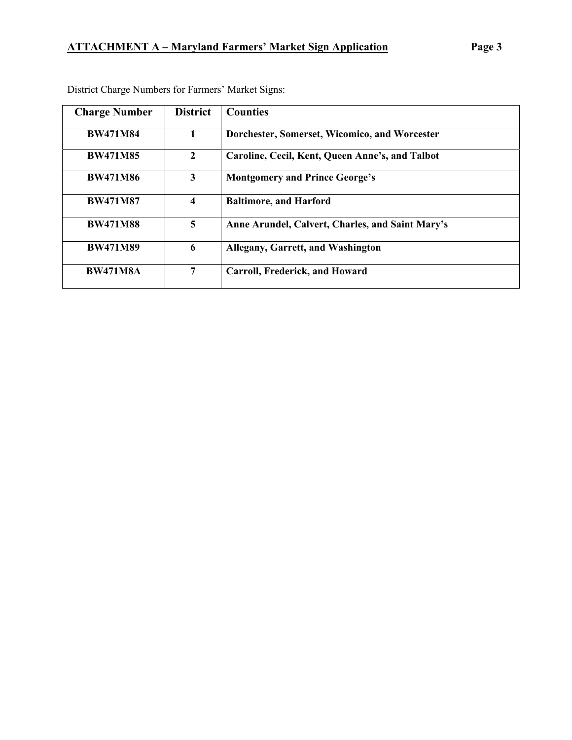District Charge Numbers for Farmers' Market Signs:

| Charge Number | District | Counties |
|---|---|---|
| **BW471M84** | **1** | **Dorchester, Somerset, Wicomico, and Worcester** |
| **BW471M85** | **2** | **Caroline, Cecil, Kent, Queen Anne's, and Talbot** |
| **BW471M86** | **3** | **Montgomery and Prince George's** |
| **BW471M87** | **4** | **Baltimore, and Harford** |
| **BW471M88** | **5** | **Anne Arundel, Calvert, Charles, and Saint Mary's** |
| **BW471M89** | **6** | **Allegany, Garrett, and Washington** |
| **BW471M8A** | **7** | **Carroll, Frederick, and Howard** |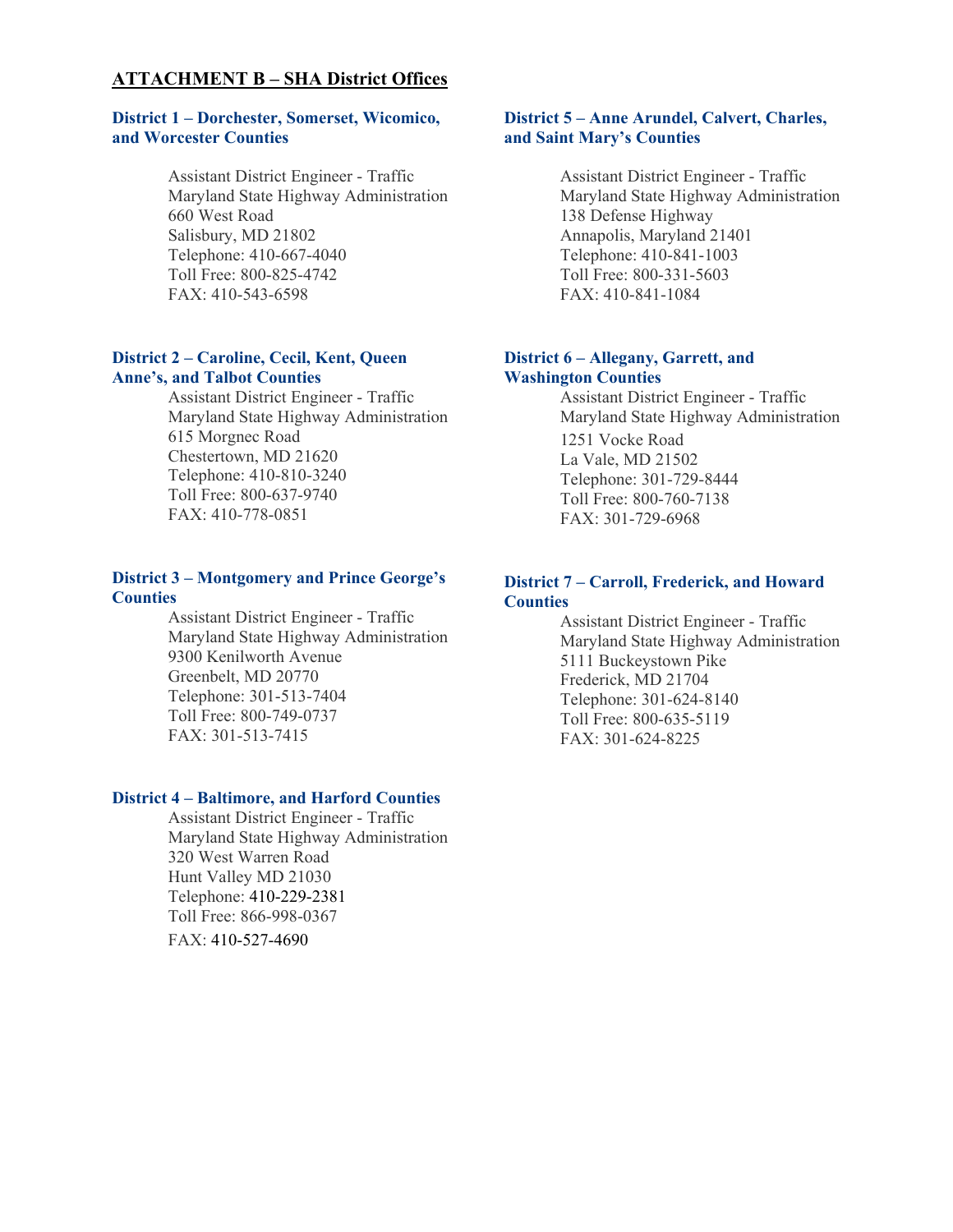## ATTACHMENT B – SHA District Offices

### District 1 – Dorchester, Somerset, Wicomico, and Worcester Counties

Assistant District Engineer - Traffic
Maryland State Highway Administration
660 West Road
Salisbury, MD 21802
Telephone: 410-667-4040
Toll Free: 800-825-4742
FAX: 410-543-6598

### District 2 – Caroline, Cecil, Kent, Queen Anne's, and Talbot Counties

Assistant District Engineer - Traffic
Maryland State Highway Administration
615 Morgnec Road
Chestertown, MD 21620
Telephone: 410-810-3240
Toll Free: 800-637-9740
FAX: 410-778-0851

### District 3 – Montgomery and Prince George's Counties

Assistant District Engineer - Traffic
Maryland State Highway Administration
9300 Kenilworth Avenue
Greenbelt, MD 20770
Telephone: 301-513-7404
Toll Free: 800-749-0737
FAX: 301-513-7415

### District 4 – Baltimore, and Harford Counties

Assistant District Engineer - Traffic
Maryland State Highway Administration
320 West Warren Road
Hunt Valley MD 21030
Telephone: 410-229-2381
Toll Free: 866-998-0367
FAX: 410-527-4690

### District 5 – Anne Arundel, Calvert, Charles, and Saint Mary's Counties

Assistant District Engineer - Traffic
Maryland State Highway Administration
138 Defense Highway
Annapolis, Maryland 21401
Telephone: 410-841-1003
Toll Free: 800-331-5603
FAX: 410-841-1084

### District 6 – Allegany, Garrett, and Washington Counties

Assistant District Engineer - Traffic
Maryland State Highway Administration
1251 Vocke Road
La Vale, MD 21502
Telephone: 301-729-8444
Toll Free: 800-760-7138
FAX: 301-729-6968

### District 7 – Carroll, Frederick, and Howard Counties

Assistant District Engineer - Traffic
Maryland State Highway Administration
5111 Buckeystown Pike
Frederick, MD 21704
Telephone: 301-624-8140
Toll Free: 800-635-5119
FAX: 301-624-8225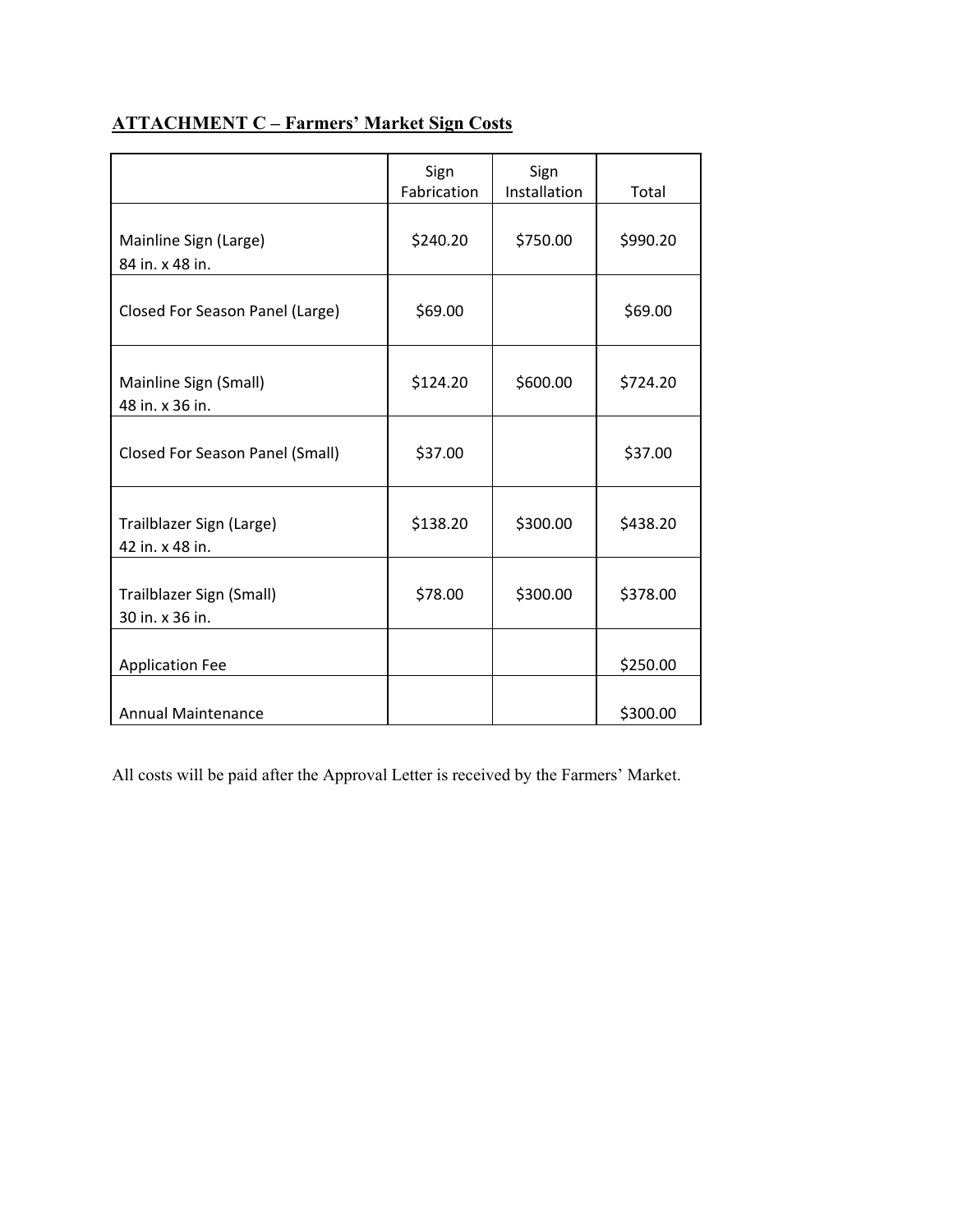## ATTACHMENT C – Farmers' Market Sign Costs

| | Sign Fabrication | Sign Installation | Total |
|---|---|---|---|
| Mainline Sign (Large) 84 in. x 48 in. | $240.20 | $750.00 | $990.20 |
| Closed For Season Panel (Large) | $69.00 | | $69.00 |
| Mainline Sign (Small) 48 in. x 36 in. | $124.20 | $600.00 | $724.20 |
| Closed For Season Panel (Small) | $37.00 | | $37.00 |
| Trailblazer Sign (Large) 42 in. x 48 in. | $138.20 | $300.00 | $438.20 |
| Trailblazer Sign (Small) 30 in. x 36 in. | $78.00 | $300.00 | $378.00 |
| Application Fee | | | $250.00 |
| Annual Maintenance | | | $300.00 |

All costs will be paid after the Approval Letter is received by the Farmers' Market.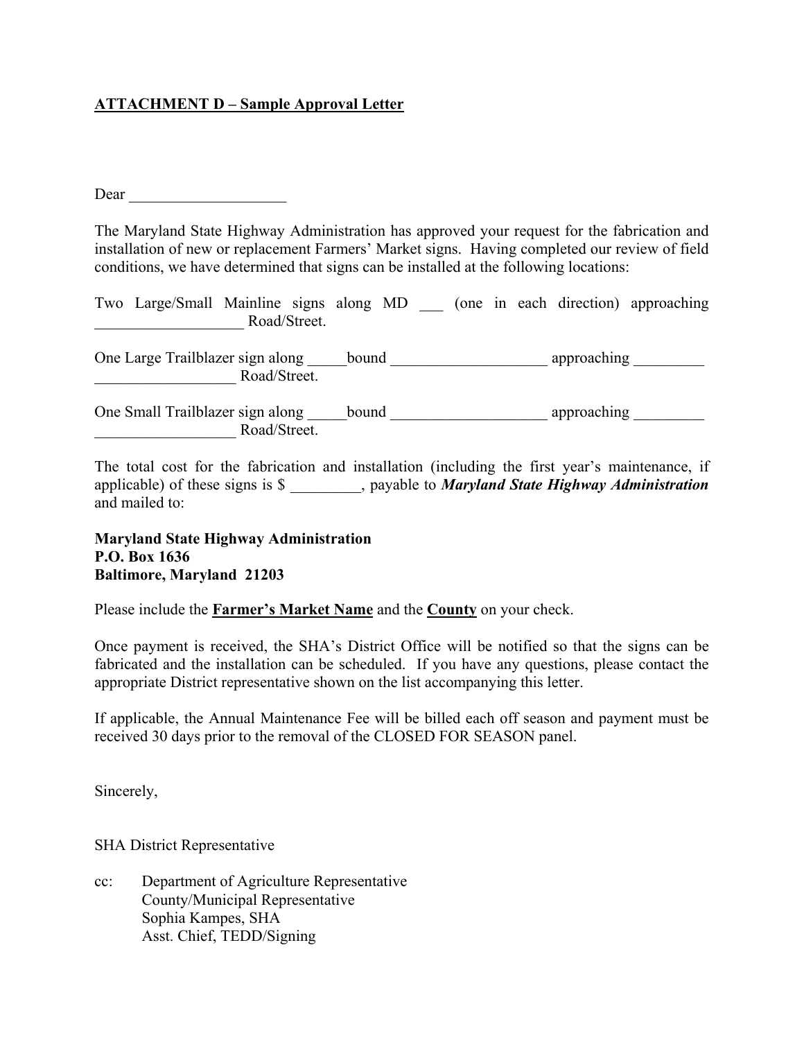**ATTACHMENT D – Sample Approval Letter**

Dear ____________________

The Maryland State Highway Administration has approved your request for the fabrication and installation of new or replacement Farmers' Market signs. Having completed our review of field conditions, we have determined that signs can be installed at the following locations:

Two Large/Small Mainline signs along MD ___ (one in each direction) approaching ___________________ Road/Street.

One Large Trailblazer sign along _____bound ____________________ approaching _________ __________________ Road/Street.

One Small Trailblazer sign along _____bound ____________________ approaching _________ __________________ Road/Street.

The total cost for the fabrication and installation (including the first year's maintenance, if applicable) of these signs is $ _________, payable to ***Maryland State Highway Administration*** and mailed to:

**Maryland State Highway Administration**
**P.O. Box 1636**
**Baltimore, Maryland 21203**

Please include the **Farmer's Market Name** and the **County** on your check.

Once payment is received, the SHA's District Office will be notified so that the signs can be fabricated and the installation can be scheduled. If you have any questions, please contact the appropriate District representative shown on the list accompanying this letter.

If applicable, the Annual Maintenance Fee will be billed each off season and payment must be received 30 days prior to the removal of the CLOSED FOR SEASON panel.

Sincerely,

SHA District Representative

cc: Department of Agriculture Representative
County/Municipal Representative
Sophia Kampes, SHA
Asst. Chief, TEDD/Signing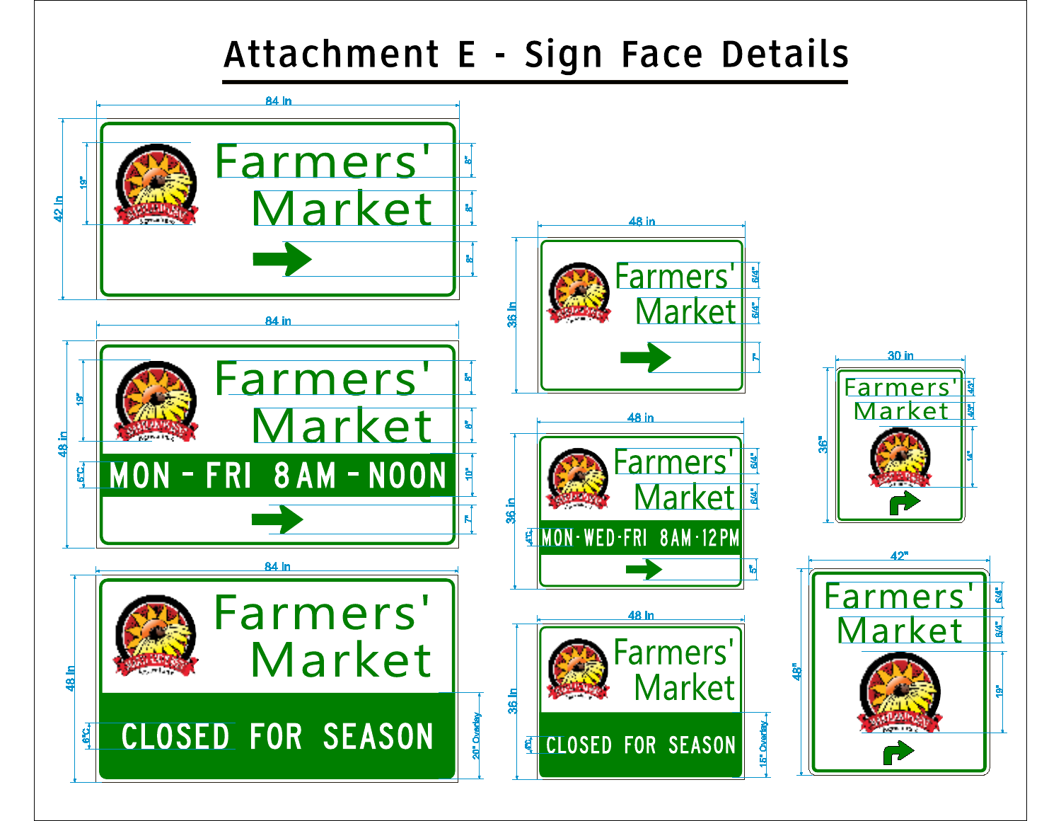# Attachment E - Sign Face Details

84 In

42 In

19"

Farmers'

Market

8"

8"

8"

84 In

48 In

19"

Farmers'

Market

MON - FRI 8 AM - NOON

6"C

8"

8"

10"

7"

84 In

48 In

Farmers'

Market

CLOSED FOR SEASON

6"C

20" Overlay

48 In

36 In

Farmers'

Market

6/4"

6/4"

7"

48 In

36 In

Farmers'

Market

MON-WED-FRI 8AM-12PM

4"C

6/4"

6/4"

5"

48 In

36 In

Farmers'

Market

CLOSED FOR SEASON

4"C

15" Overlay

30 In

36"

Farmers'

Market

4/3"

4/3"

14"

42"

48"

Farmers'

Market

6/4"

6/4"

19"